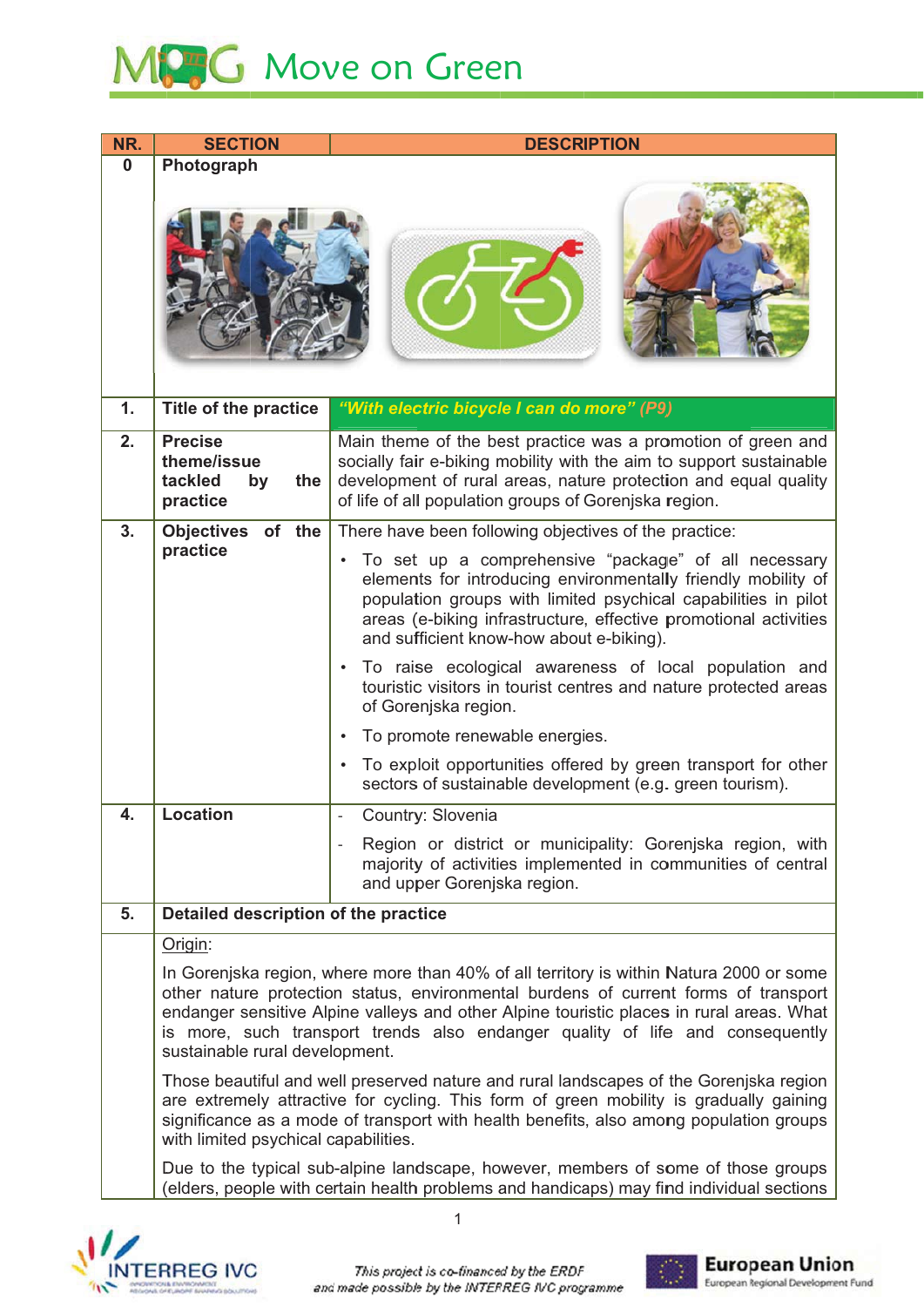# Move on Green

| NR. | SECTION | DESCRIPTION |
| --- | --- | --- |
| 0 | Photograph | |
| 1. | Title of the practice | *"With electric bicycle I can do more" (P9)* |
| 2. | Precise theme/issue tackled by the practice | Main theme of the best practice was a promotion of green and socially fair e-biking mobility with the aim to support sustainable development of rural areas, nature protection and equal quality of life of all population groups of Gorenjska region. |
| 3. | Objectives of the practice | There have been following objectives of the practice:<br>• To set up a comprehensive "package" of all necessary elements for introducing environmentally friendly mobility of population groups with limited psychical capabilities in pilot areas (e-biking infrastructure, effective promotional activities and sufficient know-how about e-biking).<br>• To raise ecological awareness of local population and touristic visitors in tourist centres and nature protected areas of Gorenjska region.<br>• To promote renewable energies.<br>• To exploit opportunities offered by green transport for other sectors of sustainable development (e.g. green tourism). |
| 4. | Location | - Country: Slovenia<br>- Region or district or municipality: Gorenjska region, with majority of activities implemented in communities of central and upper Gorenjska region. |
| 5. | Detailed description of the practice | |

Origin:

In Gorenjska region, where more than 40% of all territory is within Natura 2000 or some other nature protection status, environmental burdens of current forms of transport endanger sensitive Alpine valleys and other Alpine touristic places in rural areas. What is more, such transport trends also endanger quality of life and consequently sustainable rural development.

Those beautiful and well preserved nature and rural landscapes of the Gorenjska region are extremely attractive for cycling. This form of green mobility is gradually gaining significance as a mode of transport with health benefits, also among population groups with limited psychical capabilities.

Due to the typical sub-alpine landscape, however, members of some of those groups (elders, people with certain health problems and handicaps) may find individual sections

This project is co-financed by the ERDF and made possible by the INTERREG IVC programme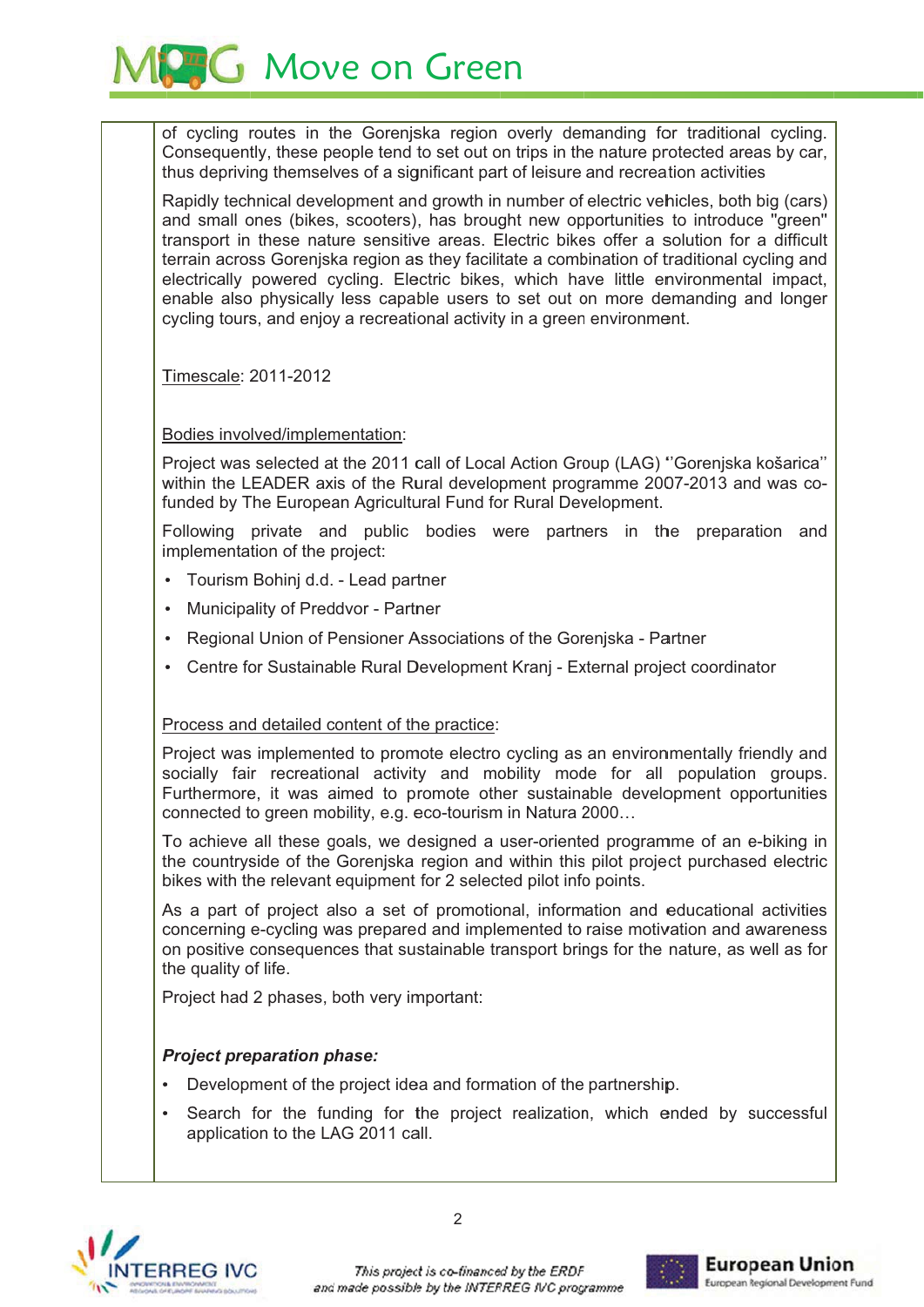of cycling routes in the Gorenjska region overly demanding for traditional cycling. Consequently, these people tend to set out on trips in the nature protected areas by car, thus depriving themselves of a significant part of leisure and recreation activities

Rapidly technical development and growth in number of electric vehicles, both big (cars) and small ones (bikes, scooters), has brought new opportunities to introduce "green" transport in these nature sensitive areas. Electric bikes offer a solution for a difficult terrain across Gorenjska region as they facilitate a combination of traditional cycling and electrically powered cycling. Electric bikes, which have little environmental impact, enable also physically less capable users to set out on more demanding and longer cycling tours, and enjoy a recreational activity in a green environment.

Timescale: 2011-2012

Bodies involved/implementation:

Project was selected at the 2011 call of Local Action Group (LAG) "Gorenjska košarica" within the LEADER axis of the Rural development programme 2007-2013 and was co-funded by The European Agricultural Fund for Rural Development.

Following private and public bodies were partners in the preparation and implementation of the project:

- Tourism Bohinj d.d. - Lead partner
- Municipality of Preddvor - Partner
- Regional Union of Pensioner Associations of the Gorenjska - Partner
- Centre for Sustainable Rural Development Kranj - External project coordinator

Process and detailed content of the practice:

Project was implemented to promote electro cycling as an environmentally friendly and socially fair recreational activity and mobility mode for all population groups. Furthermore, it was aimed to promote other sustainable development opportunities connected to green mobility, e.g. eco-tourism in Natura 2000…

To achieve all these goals, we designed a user-oriented programme of an e-biking in the countryside of the Gorenjska region and within this pilot project purchased electric bikes with the relevant equipment for 2 selected pilot info points.

As a part of project also a set of promotional, information and educational activities concerning e-cycling was prepared and implemented to raise motivation and awareness on positive consequences that sustainable transport brings for the nature, as well as for the quality of life.

Project had 2 phases, both very important:

***Project preparation phase:***

- Development of the project idea and formation of the partnership.
- Search for the funding for the project realization, which ended by successful application to the LAG 2011 call.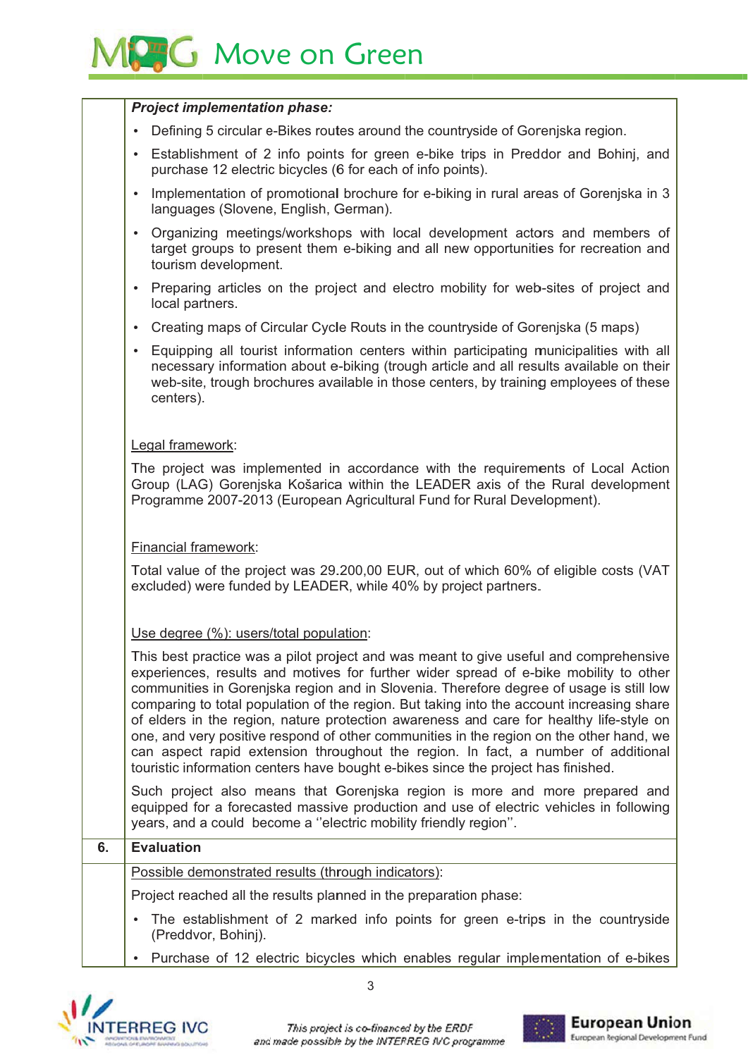***Project implementation phase:***

- Defining 5 circular e-Bikes routes around the countryside of Gorenjska region.
- Establishment of 2 info points for green e-bike trips in Preddor and Bohinj, and purchase 12 electric bicycles (6 for each of info points).
- Implementation of promotional brochure for e-biking in rural areas of Gorenjska in 3 languages (Slovene, English, German).
- Organizing meetings/workshops with local development actors and members of target groups to present them e-biking and all new opportunities for recreation and tourism development.
- Preparing articles on the project and electro mobility for web-sites of project and local partners.
- Creating maps of Circular Cycle Routs in the countryside of Gorenjska (5 maps)
- Equipping all tourist information centers within participating municipalities with all necessary information about e-biking (trough article and all results available on their web-site, trough brochures available in those centers, by training employees of these centers).

Legal framework:

The project was implemented in accordance with the requirements of Local Action Group (LAG) Gorenjska Košarica within the LEADER axis of the Rural development Programme 2007-2013 (European Agricultural Fund for Rural Development).

Financial framework:

Total value of the project was 29.200,00 EUR, out of which 60% of eligible costs (VAT excluded) were funded by LEADER, while 40% by project partners.

Use degree (%): users/total population:

This best practice was a pilot project and was meant to give useful and comprehensive experiences, results and motives for further wider spread of e-bike mobility to other communities in Gorenjska region and in Slovenia. Therefore degree of usage is still low comparing to total population of the region. But taking into the account increasing share of elders in the region, nature protection awareness and care for healthy life-style on one, and very positive respond of other communities in the region on the other hand, we can aspect rapid extension throughout the region. In fact, a number of additional touristic information centers have bought e-bikes since the project has finished.

Such project also means that Gorenjska region is more and more prepared and equipped for a forecasted massive production and use of electric vehicles in following years, and a could become a ''electric mobility friendly region''.

## 6. Evaluation

Possible demonstrated results (through indicators):

Project reached all the results planned in the preparation phase:

- The establishment of 2 marked info points for green e-trips in the countryside (Preddvor, Bohinj).
- Purchase of 12 electric bicycles which enables regular implementation of e-bikes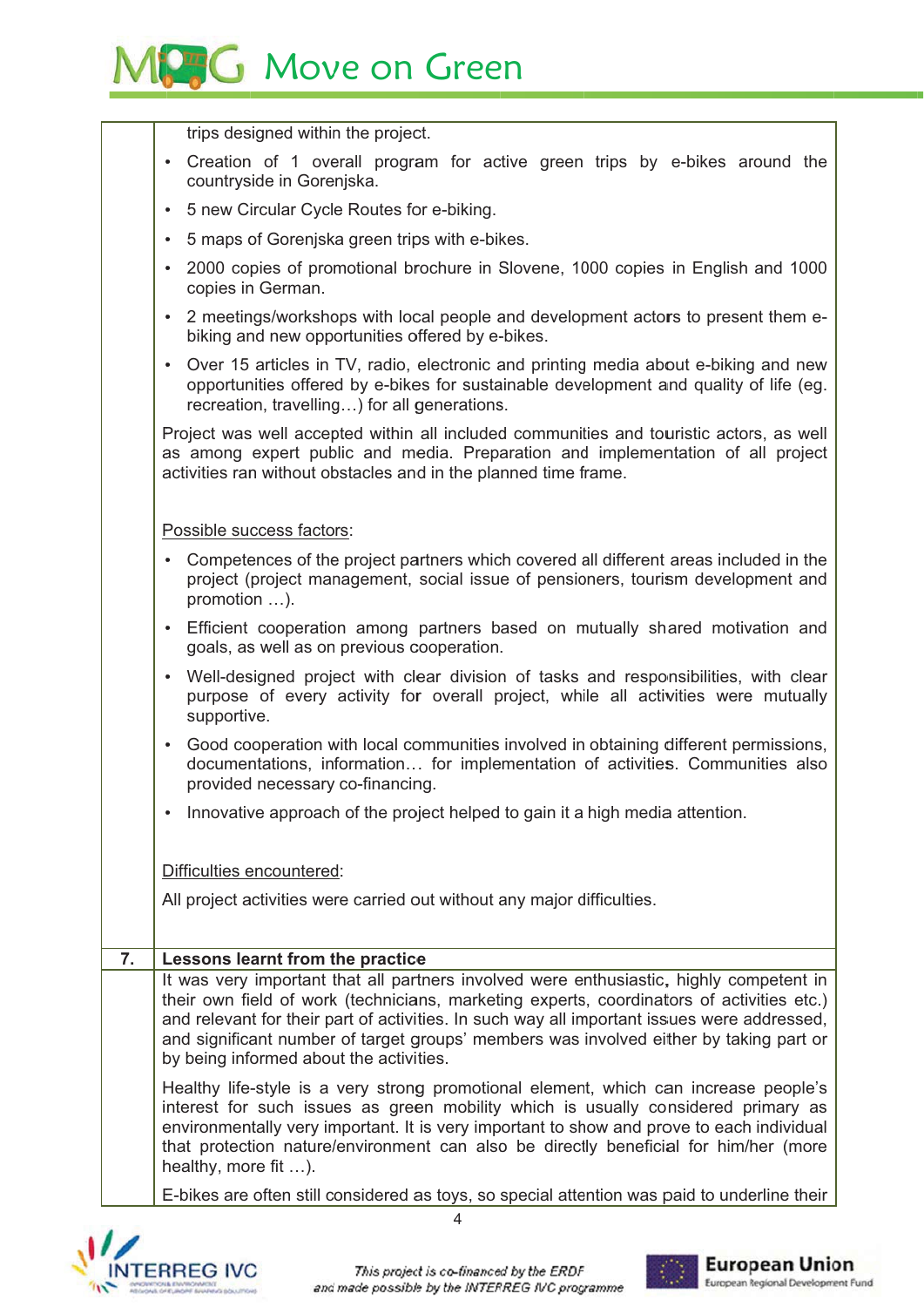trips designed within the project.

- Creation of 1 overall program for active green trips by e-bikes around the countryside in Gorenjska.
- 5 new Circular Cycle Routes for e-biking.
- 5 maps of Gorenjska green trips with e-bikes.
- 2000 copies of promotional brochure in Slovene, 1000 copies in English and 1000 copies in German.
- 2 meetings/workshops with local people and development actors to present them e-biking and new opportunities offered by e-bikes.
- Over 15 articles in TV, radio, electronic and printing media about e-biking and new opportunities offered by e-bikes for sustainable development and quality of life (eg. recreation, travelling…) for all generations.

Project was well accepted within all included communities and touristic actors, as well as among expert public and media. Preparation and implementation of all project activities ran without obstacles and in the planned time frame.

Possible success factors:

- Competences of the project partners which covered all different areas included in the project (project management, social issue of pensioners, tourism development and promotion …).
- Efficient cooperation among partners based on mutually shared motivation and goals, as well as on previous cooperation.
- Well-designed project with clear division of tasks and responsibilities, with clear purpose of every activity for overall project, while all activities were mutually supportive.
- Good cooperation with local communities involved in obtaining different permissions, documentations, information… for implementation of activities. Communities also provided necessary co-financing.
- Innovative approach of the project helped to gain it a high media attention.

Difficulties encountered:

All project activities were carried out without any major difficulties.

## 7. Lessons learnt from the practice

It was very important that all partners involved were enthusiastic, highly competent in their own field of work (technicians, marketing experts, coordinators of activities etc.) and relevant for their part of activities. In such way all important issues were addressed, and significant number of target groups' members was involved either by taking part or by being informed about the activities.

Healthy life-style is a very strong promotional element, which can increase people's interest for such issues as green mobility which is usually considered primary as environmentally very important. It is very important to show and prove to each individual that protection nature/environment can also be directly beneficial for him/her (more healthy, more fit …).

E-bikes are often still considered as toys, so special attention was paid to underline their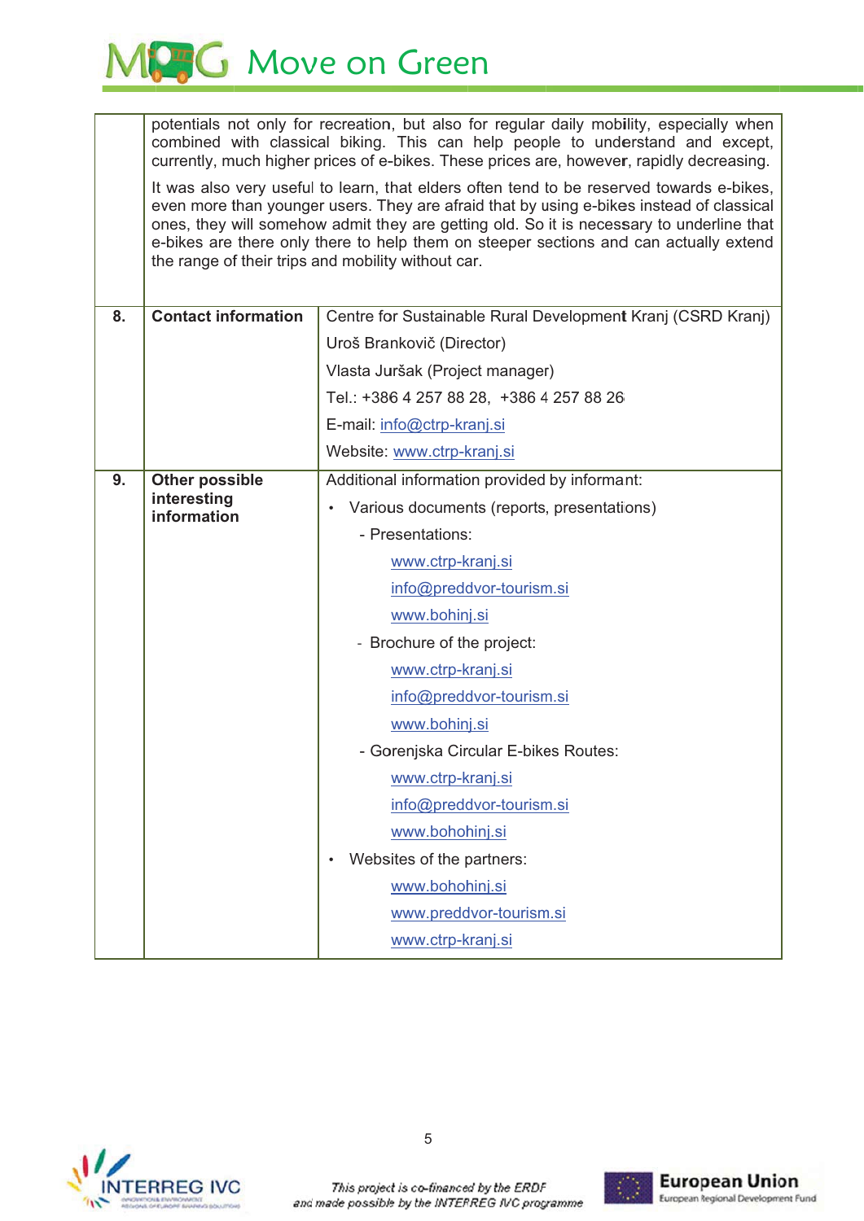| | | |
|---|---|---|
| | potentials not only for recreation, but also for regular daily mobility, especially when combined with classical biking. This can help people to understand and except, currently, much higher prices of e-bikes. These prices are, however, rapidly decreasing.<br><br>It was also very useful to learn, that elders often tend to be reserved towards e-bikes, even more than younger users. They are afraid that by using e-bikes instead of classical ones, they will somehow admit they are getting old. So it is necessary to underline that e-bikes are there only there to help them on steeper sections and can actually extend the range of their trips and mobility without car. | |
| **8.** | **Contact information** | Centre for Sustainable Rural Development Kranj (CSRD Kranj)<br>Uroš Brankovič (Director)<br>Vlasta Juršak (Project manager)<br>Tel.: +386 4 257 88 28, +386 4 257 88 26<br>E-mail: info@ctrp-kranj.si<br>Website: www.ctrp-kranj.si |
| **9.** | **Other possible interesting information** | Additional information provided by informant:<br>• Various documents (reports, presentations)<br>- Presentations:<br>www.ctrp-kranj.si<br>info@preddvor-tourism.si<br>www.bohinj.si<br>- Brochure of the project:<br>www.ctrp-kranj.si<br>info@preddvor-tourism.si<br>www.bohinj.si<br>- Gorenjska Circular E-bikes Routes:<br>www.ctrp-kranj.si<br>info@preddvor-tourism.si<br>www.bohohinj.si<br>• Websites of the partners:<br>www.bohohinj.si<br>www.preddvor-tourism.si<br>www.ctrp-kranj.si |